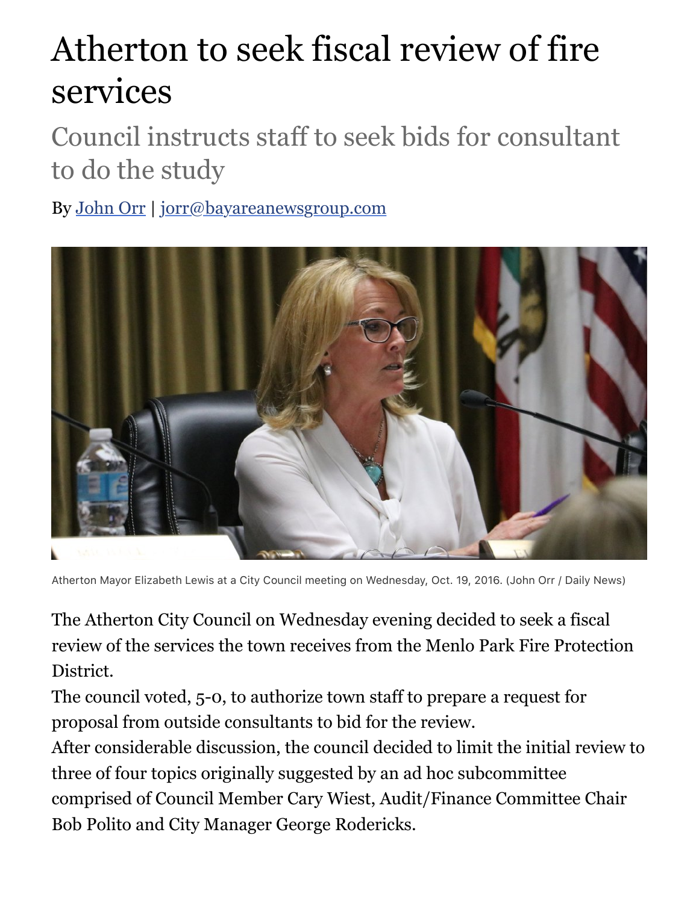# Atherton to seek fiscal review of fire services

## Council instructs staff to seek bids for consultant to do the study

By [John Orr](John Orr) | [jorr@bayareanewsgroup.com](mailto:jorr@bayareanewsgroup.com)

Atherton Mayor Elizabeth Lewis at a City Council meeting on Wednesday, Oct. 19, 2016. (John Orr / Daily News)

The Atherton City Council on Wednesday evening decided to seek a fiscal review of the services the town receives from the Menlo Park Fire Protection District.

The council voted, 5-0, to authorize town staff to prepare a request for proposal from outside consultants to bid for the review.

After considerable discussion, the council decided to limit the initial review to three of four topics originally suggested by an ad hoc subcommittee comprised of Council Member Cary Wiest, Audit/Finance Committee Chair Bob Polito and City Manager George Rodericks.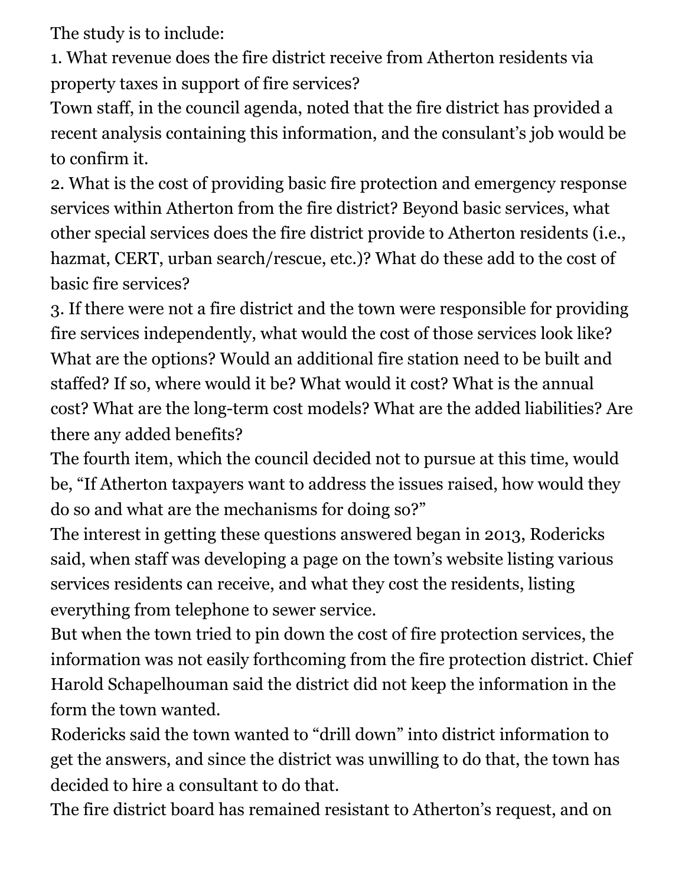The study is to include:

1. What revenue does the fire district receive from Atherton residents via property taxes in support of fire services?

Town staff, in the council agenda, noted that the fire district has provided a recent analysis containing this information, and the consulant's job would be to confirm it.

2. What is the cost of providing basic fire protection and emergency response services within Atherton from the fire district? Beyond basic services, what other special services does the fire district provide to Atherton residents (i.e., hazmat, CERT, urban search/rescue, etc.)? What do these add to the cost of basic fire services?

3. If there were not a fire district and the town were responsible for providing fire services independently, what would the cost of those services look like? What are the options? Would an additional fire station need to be built and staffed? If so, where would it be? What would it cost? What is the annual cost? What are the long-term cost models? What are the added liabilities? Are there any added benefits?

The fourth item, which the council decided not to pursue at this time, would be, "If Atherton taxpayers want to address the issues raised, how would they do so and what are the mechanisms for doing so?"

The interest in getting these questions answered began in 2013, Rodericks said, when staff was developing a page on the town's website listing various services residents can receive, and what they cost the residents, listing everything from telephone to sewer service.

But when the town tried to pin down the cost of fire protection services, the information was not easily forthcoming from the fire protection district. Chief Harold Schapelhouman said the district did not keep the information in the form the town wanted.

Rodericks said the town wanted to "drill down" into district information to get the answers, and since the district was unwilling to do that, the town has decided to hire a consultant to do that.

The fire district board has remained resistant to Atherton's request, and on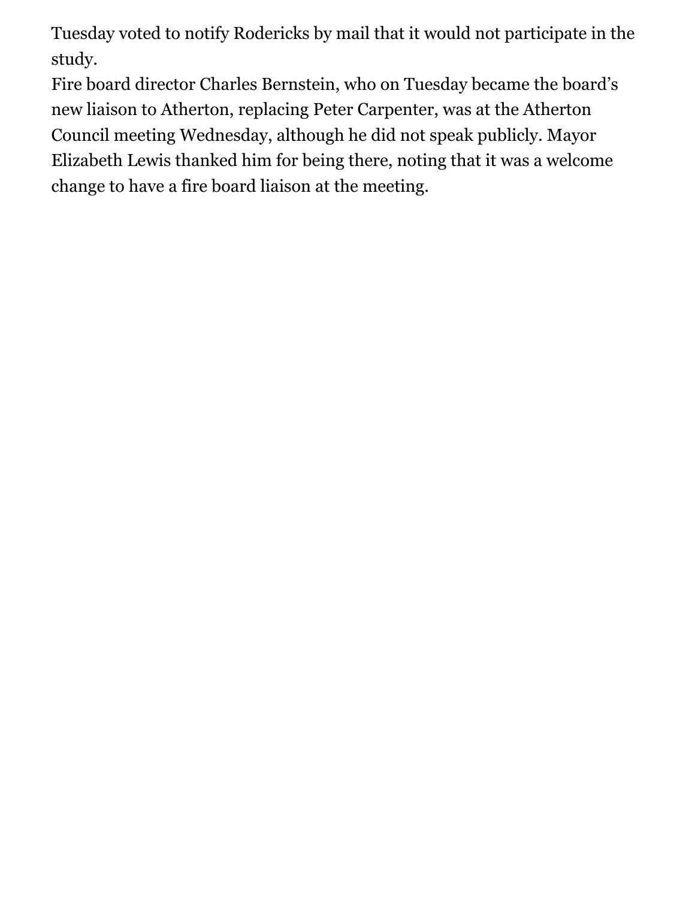Tuesday voted to notify Rodericks by mail that it would not participate in the study.

Fire board director Charles Bernstein, who on Tuesday became the board's new liaison to Atherton, replacing Peter Carpenter, was at the Atherton Council meeting Wednesday, although he did not speak publicly. Mayor Elizabeth Lewis thanked him for being there, noting that it was a welcome change to have a fire board liaison at the meeting.